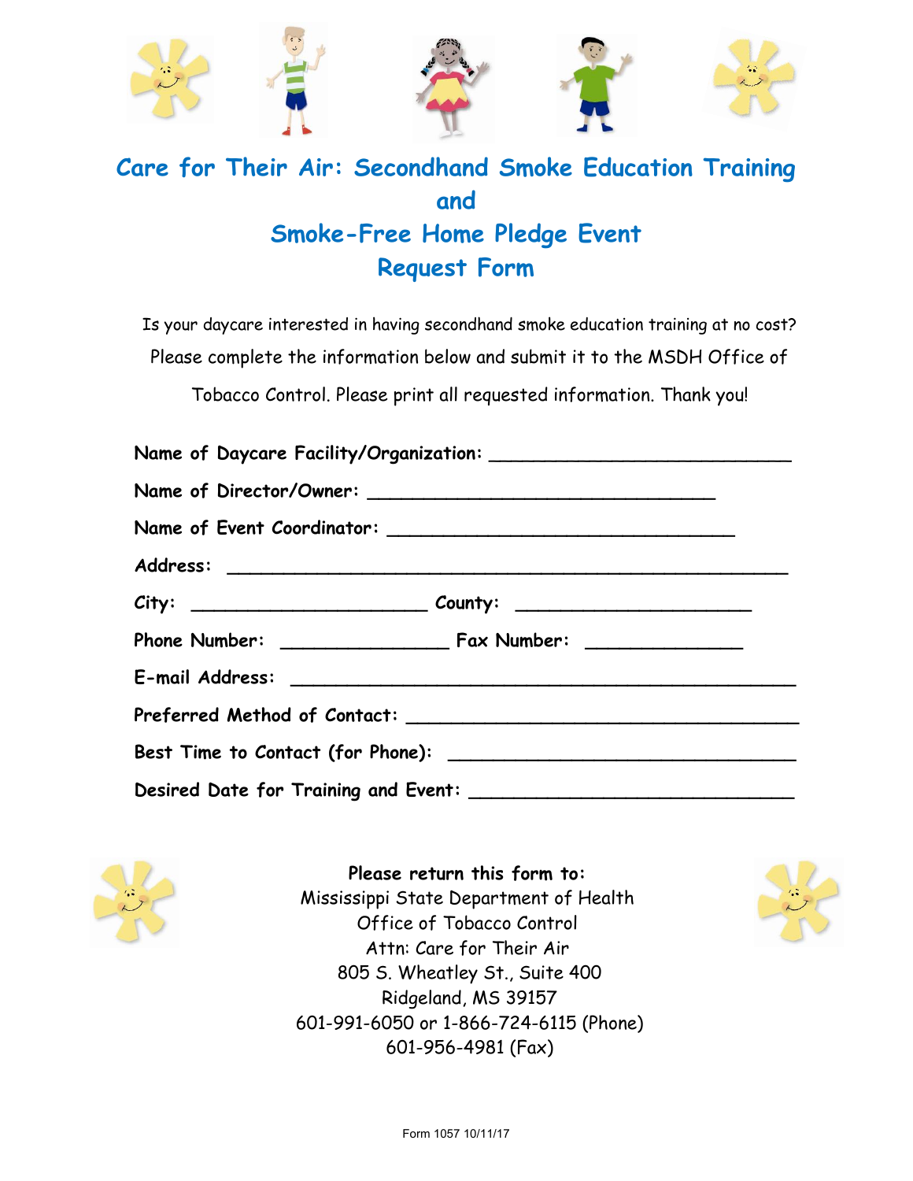# Care for Their Air: Secondhand Smoke Education Training and Smoke-Free Home Pledge Event Request Form

Is your daycare interested in having secondhand smoke education training at no cost? Please complete the information below and submit it to the MSDH Office of Tobacco Control. Please print all requested information. Thank you!

**Name of Daycare Facility/Organization:** ____________________________

**Name of Director/Owner:** ________________________________

**Name of Event Coordinator:** ________________________________

**Address:** ____________________________________________________

**City:** ______________________ **County:** ______________________

**Phone Number:** _______________ **Fax Number:** ______________

**E-mail Address:** ______________________________________________

**Preferred Method of Contact:** ____________________________________

**Best Time to Contact (for Phone):** ________________________________

**Desired Date for Training and Event:** ______________________________

**Please return this form to:**
Mississippi State Department of Health
Office of Tobacco Control
Attn: Care for Their Air
805 S. Wheatley St., Suite 400
Ridgeland, MS 39157
601-991-6050 or 1-866-724-6115 (Phone)
601-956-4981 (Fax)

Form 1057 10/11/17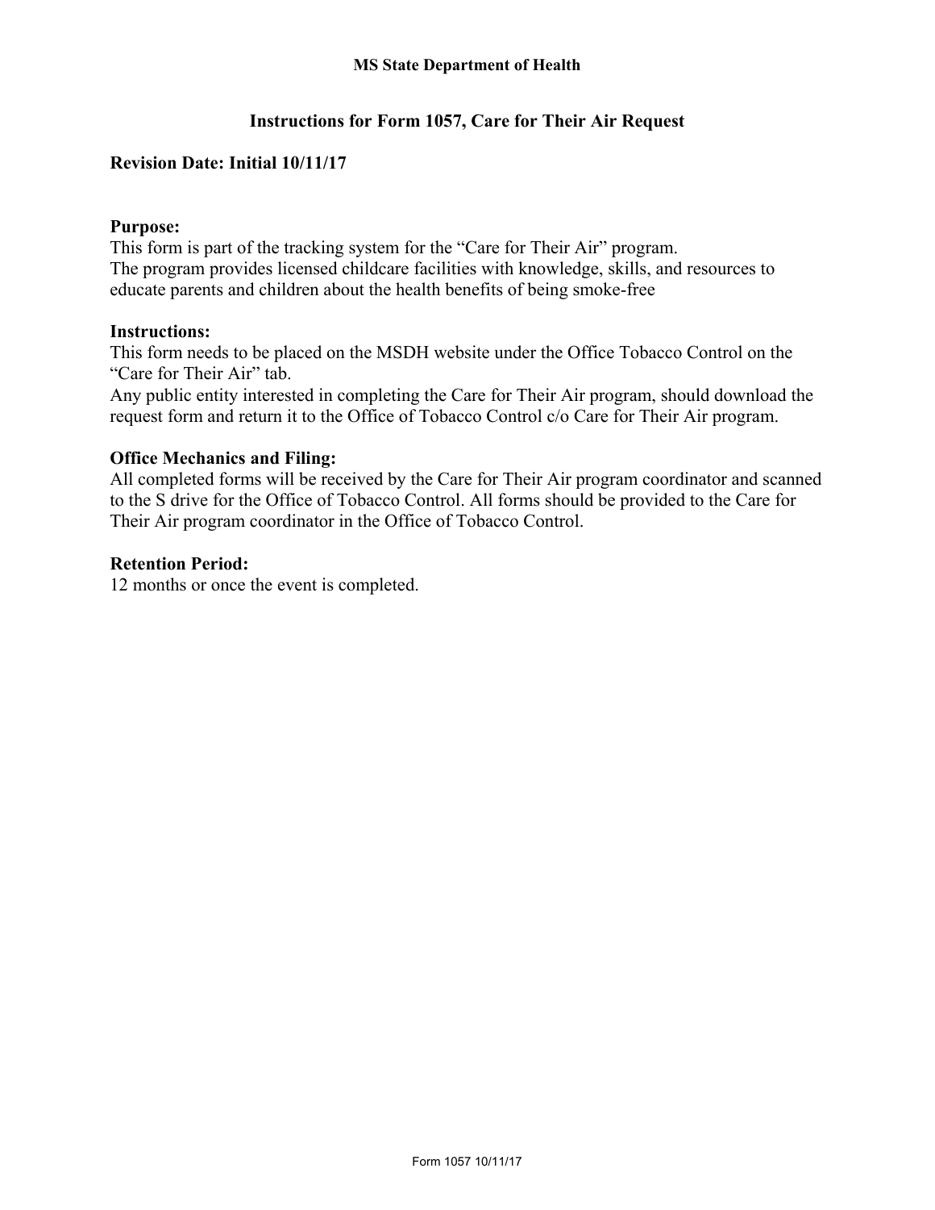**MS State Department of Health**

# Instructions for Form 1057, Care for Their Air Request

**Revision Date: Initial 10/11/17**

**Purpose:**
This form is part of the tracking system for the "Care for Their Air" program.
The program provides licensed childcare facilities with knowledge, skills, and resources to educate parents and children about the health benefits of being smoke-free

**Instructions:**
This form needs to be placed on the MSDH website under the Office Tobacco Control on the "Care for Their Air" tab.
Any public entity interested in completing the Care for Their Air program, should download the request form and return it to the Office of Tobacco Control c/o Care for Their Air program.

**Office Mechanics and Filing:**
All completed forms will be received by the Care for Their Air program coordinator and scanned to the S drive for the Office of Tobacco Control. All forms should be provided to the Care for Their Air program coordinator in the Office of Tobacco Control.

**Retention Period:**
12 months or once the event is completed.

Form 1057 10/11/17